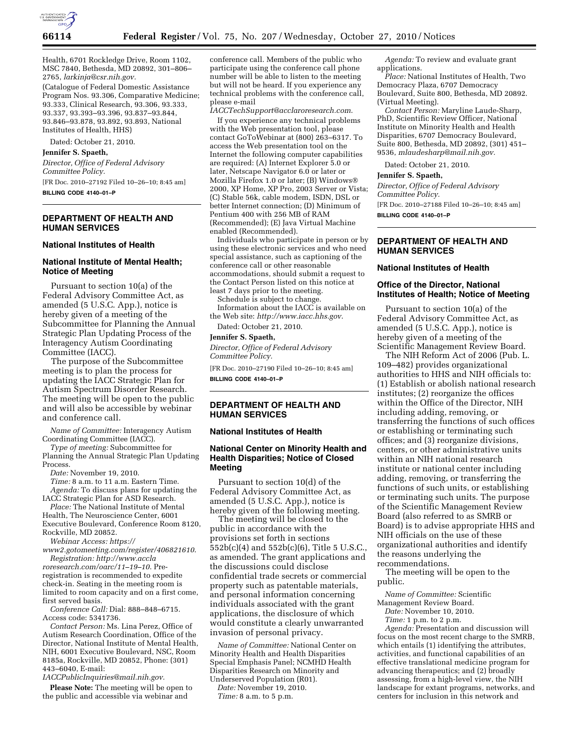Health, 6701 Rockledge Drive, Room 1102, MSC 7840, Bethesda, MD 20892, 301–806–2765, *larkinja@csr.nih.gov.*

(Catalogue of Federal Domestic Assistance Program Nos. 93.306, Comparative Medicine; 93.333, Clinical Research, 93.306, 93.333, 93.337, 93.393–93.396, 93.837–93.844, 93.846–93.878, 93.892, 93.893, National Institutes of Health, HHS)

Dated: October 21, 2010.

**Jennifer S. Spaeth,**

*Director, Office of Federal Advisory Committee Policy.*

[FR Doc. 2010–27192 Filed 10–26–10; 8:45 am]

**BILLING CODE 4140–01–P**

## DEPARTMENT OF HEALTH AND HUMAN SERVICES

### National Institutes of Health

### National Institute of Mental Health; Notice of Meeting

Pursuant to section 10(a) of the Federal Advisory Committee Act, as amended (5 U.S.C. App.), notice is hereby given of a meeting of the Subcommittee for Planning the Annual Strategic Plan Updating Process of the Interagency Autism Coordinating Committee (IACC).

The purpose of the Subcommittee meeting is to plan the process for updating the IACC Strategic Plan for Autism Spectrum Disorder Research. The meeting will be open to the public and will also be accessible by webinar and conference call.

*Name of Committee:* Interagency Autism Coordinating Committee (IACC).

*Type of meeting:* Subcommittee for Planning the Annual Strategic Plan Updating Process.

*Date:* November 19, 2010.

*Time:* 8 a.m. to 11 a.m. Eastern Time.

*Agenda:* To discuss plans for updating the IACC Strategic Plan for ASD Research.

*Place:* The National Institute of Mental Health, The Neuroscience Center, 6001 Executive Boulevard, Conference Room 8120, Rockville, MD 20852.

*Webinar Access: https://www2.gotomeeting.com/register/406821610.*

*Registration: http://www.acclaroresearch.com/oarc/11–19–10.* Pre-registration is recommended to expedite check-in. Seating in the meeting room is limited to room capacity and on a first come, first served basis.

*Conference Call:* Dial: 888–848–6715. Access code: 5341736.

*Contact Person:* Ms. Lina Perez, Office of Autism Research Coordination, Office of the Director, National Institute of Mental Health, NIH, 6001 Executive Boulevard, NSC, Room 8185a, Rockville, MD 20852, Phone: (301) 443–6040, E-mail: *IACCPublicInquiries@mail.nih.gov.*

**Please Note:** The meeting will be open to the public and accessible via webinar and conference call. Members of the public who participate using the conference call phone number will be able to listen to the meeting but will not be heard. If you experience any technical problems with the conference call, please e-mail *IACCTechSupport@acclaroresearch.com*.

If you experience any technical problems with the Web presentation tool, please contact GoToWebinar at (800) 263–6317. To access the Web presentation tool on the Internet the following computer capabilities are required: (A) Internet Explorer 5.0 or later, Netscape Navigator 6.0 or later or Mozilla Firefox 1.0 or later; (B) Windows® 2000, XP Home, XP Pro, 2003 Server or Vista; (C) Stable 56k, cable modem, ISDN, DSL or better Internet connection; (D) Minimum of Pentium 400 with 256 MB of RAM (Recommended); (E) Java Virtual Machine enabled (Recommended).

Individuals who participate in person or by using these electronic services and who need special assistance, such as captioning of the conference call or other reasonable accommodations, should submit a request to the Contact Person listed on this notice at least 7 days prior to the meeting.

Schedule is subject to change.

Information about the IACC is available on the Web site: *http://www.iacc.hhs.gov*.

Dated: October 21, 2010.

**Jennifer S. Spaeth,**

*Director, Office of Federal Advisory Committee Policy.*

[FR Doc. 2010–27190 Filed 10–26–10; 8:45 am]

**BILLING CODE 4140–01–P**

## DEPARTMENT OF HEALTH AND HUMAN SERVICES

### National Institutes of Health

### National Center on Minority Health and Health Disparities; Notice of Closed Meeting

Pursuant to section 10(d) of the Federal Advisory Committee Act, as amended (5 U.S.C. App.), notice is hereby given of the following meeting.

The meeting will be closed to the public in accordance with the provisions set forth in sections 552b(c)(4) and 552b(c)(6), Title 5 U.S.C., as amended. The grant applications and the discussions could disclose confidential trade secrets or commercial property such as patentable materials, and personal information concerning individuals associated with the grant applications, the disclosure of which would constitute a clearly unwarranted invasion of personal privacy.

*Name of Committee:* National Center on Minority Health and Health Disparities Special Emphasis Panel; NCMHD Health Disparities Research on Minority and Underserved Population (R01).

*Date:* November 19, 2010.

*Time:* 8 a.m. to 5 p.m.

*Agenda:* To review and evaluate grant applications.

*Place:* National Institutes of Health, Two Democracy Plaza, 6707 Democracy Boulevard, Suite 800, Bethesda, MD 20892. (Virtual Meeting).

*Contact Person:* Maryline Laude-Sharp, PhD, Scientific Review Officer, National Institute on Minority Health and Health Disparities, 6707 Democracy Boulevard, Suite 800, Bethesda, MD 20892, (301) 451–9536, *mlaudesharp@mail.nih.gov.*

Dated: October 21, 2010.

**Jennifer S. Spaeth,**

*Director, Office of Federal Advisory Committee Policy.*

[FR Doc. 2010–27188 Filed 10–26–10; 8:45 am]

**BILLING CODE 4140–01–P**

## DEPARTMENT OF HEALTH AND HUMAN SERVICES

### National Institutes of Health

### Office of the Director, National Institutes of Health; Notice of Meeting

Pursuant to section 10(a) of the Federal Advisory Committee Act, as amended (5 U.S.C. App.), notice is hereby given of a meeting of the Scientific Management Review Board.

The NIH Reform Act of 2006 (Pub. L. 109–482) provides organizational authorities to HHS and NIH officials to: (1) Establish or abolish national research institutes; (2) reorganize the offices within the Office of the Director, NIH including adding, removing, or transferring the functions of such offices or establishing or terminating such offices; and (3) reorganize divisions, centers, or other administrative units within an NIH national research institute or national center including adding, removing, or transferring the functions of such units, or establishing or terminating such units. The purpose of the Scientific Management Review Board (also referred to as SMRB or Board) is to advise appropriate HHS and NIH officials on the use of these organizational authorities and identify the reasons underlying the recommendations.

The meeting will be open to the public.

*Name of Committee:* Scientific Management Review Board.

*Date:* November 10, 2010.

*Time:* 1 p.m. to 2 p.m.

*Agenda:* Presentation and discussion will focus on the most recent charge to the SMRB, which entails (1) identifying the attributes, activities, and functional capabilities of an effective translational medicine program for advancing therapeutics; and (2) broadly assessing, from a high-level view, the NIH landscape for extant programs, networks, and centers for inclusion in this network and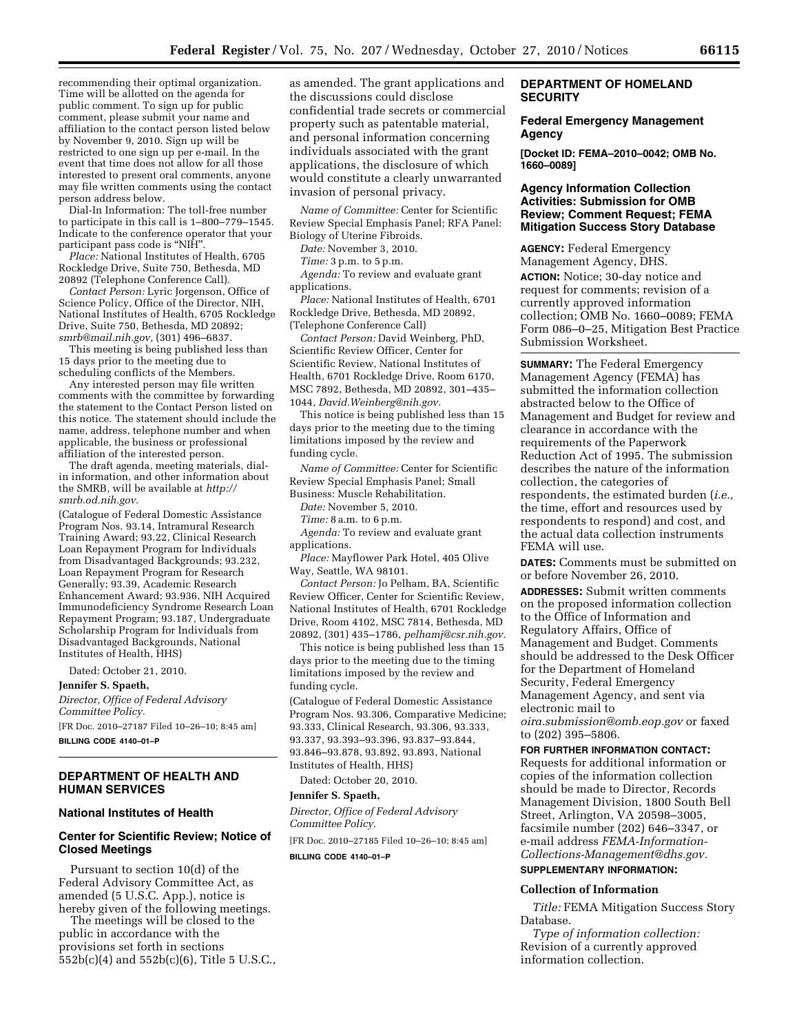recommending their optimal organization. Time will be allotted on the agenda for public comment. To sign up for public comment, please submit your name and affiliation to the contact person listed below by November 9, 2010. Sign up will be restricted to one sign up per e-mail. In the event that time does not allow for all those interested to present oral comments, anyone may file written comments using the contact person address below.

Dial-In Information: The toll-free number to participate in this call is 1–800–779–1545. Indicate to the conference operator that your participant pass code is "NIH".

*Place:* National Institutes of Health, 6705 Rockledge Drive, Suite 750, Bethesda, MD 20892 (Telephone Conference Call).

*Contact Person:* Lyric Jorgenson, Office of Science Policy, Office of the Director, NIH, National Institutes of Health, 6705 Rockledge Drive, Suite 750, Bethesda, MD 20892; *smrb@mail.nih.gov,* (301) 496–6837.

This meeting is being published less than 15 days prior to the meeting due to scheduling conflicts of the Members.

Any interested person may file written comments with the committee by forwarding the statement to the Contact Person listed on this notice. The statement should include the name, address, telephone number and when applicable, the business or professional affiliation of the interested person.

The draft agenda, meeting materials, dial-in information, and other information about the SMRB, will be available at *http://smrb.od.nih.gov.*

(Catalogue of Federal Domestic Assistance Program Nos. 93.14, Intramural Research Training Award; 93.22, Clinical Research Loan Repayment Program for Individuals from Disadvantaged Backgrounds; 93.232, Loan Repayment Program for Research Generally; 93.39, Academic Research Enhancement Award; 93.936, NIH Acquired Immunodeficiency Syndrome Research Loan Repayment Program; 93.187, Undergraduate Scholarship Program for Individuals from Disadvantaged Backgrounds, National Institutes of Health, HHS)

Dated: October 21, 2010.

**Jennifer S. Spaeth,**

*Director, Office of Federal Advisory Committee Policy.*

[FR Doc. 2010–27187 Filed 10–26–10; 8:45 am]

**BILLING CODE 4140–01–P**

## DEPARTMENT OF HEALTH AND HUMAN SERVICES

### National Institutes of Health

### Center for Scientific Review; Notice of Closed Meetings

Pursuant to section 10(d) of the Federal Advisory Committee Act, as amended (5 U.S.C. App.), notice is hereby given of the following meetings.

The meetings will be closed to the public in accordance with the provisions set forth in sections 552b(c)(4) and 552b(c)(6), Title 5 U.S.C., as amended. The grant applications and the discussions could disclose confidential trade secrets or commercial property such as patentable material, and personal information concerning individuals associated with the grant applications, the disclosure of which would constitute a clearly unwarranted invasion of personal privacy.

*Name of Committee:* Center for Scientific Review Special Emphasis Panel; RFA Panel: Biology of Uterine Fibroids.

*Date:* November 3, 2010.

*Time:* 3 p.m. to 5 p.m.

*Agenda:* To review and evaluate grant applications.

*Place:* National Institutes of Health, 6701 Rockledge Drive, Bethesda, MD 20892, (Telephone Conference Call)

*Contact Person:* David Weinberg, PhD, Scientific Review Officer, Center for Scientific Review, National Institutes of Health, 6701 Rockledge Drive, Room 6170, MSC 7892, Bethesda, MD 20892, 301–435–1044, *David.Weinberg@nih.gov.*

This notice is being published less than 15 days prior to the meeting due to the timing limitations imposed by the review and funding cycle.

*Name of Committee:* Center for Scientific Review Special Emphasis Panel; Small Business: Muscle Rehabilitation.

*Date:* November 5, 2010.

*Time:* 8 a.m. to 6 p.m.

*Agenda:* To review and evaluate grant applications.

*Place:* Mayflower Park Hotel, 405 Olive Way, Seattle, WA 98101.

*Contact Person:* Jo Pelham, BA, Scientific Review Officer, Center for Scientific Review, National Institutes of Health, 6701 Rockledge Drive, Room 4102, MSC 7814, Bethesda, MD 20892, (301) 435–1786, *pelhamj@csr.nih.gov.*

This notice is being published less than 15 days prior to the meeting due to the timing limitations imposed by the review and funding cycle.

(Catalogue of Federal Domestic Assistance Program Nos. 93.306, Comparative Medicine; 93.333, Clinical Research, 93.306, 93.333, 93.337, 93.393–93.396, 93.837–93.844, 93.846–93.878, 93.892, 93.893, National Institutes of Health, HHS)

Dated: October 20, 2010.

**Jennifer S. Spaeth,**

*Director, Office of Federal Advisory Committee Policy.*

[FR Doc. 2010–27185 Filed 10–26–10; 8:45 am]

**BILLING CODE 4140–01–P**

## DEPARTMENT OF HOMELAND SECURITY

### Federal Emergency Management Agency

**[Docket ID: FEMA–2010–0042; OMB No. 1660–0089]**

### Agency Information Collection Activities: Submission for OMB Review; Comment Request; FEMA Mitigation Success Story Database

**AGENCY:** Federal Emergency Management Agency, DHS.

**ACTION:** Notice; 30-day notice and request for comments; revision of a currently approved information collection; OMB No. 1660–0089; FEMA Form 086–0–25, Mitigation Best Practice Submission Worksheet.

**SUMMARY:** The Federal Emergency Management Agency (FEMA) has submitted the information collection abstracted below to the Office of Management and Budget for review and clearance in accordance with the requirements of the Paperwork Reduction Act of 1995. The submission describes the nature of the information collection, the categories of respondents, the estimated burden (*i.e.,* the time, effort and resources used by respondents to respond) and cost, and the actual data collection instruments FEMA will use.

**DATES:** Comments must be submitted on or before November 26, 2010.

**ADDRESSES:** Submit written comments on the proposed information collection to the Office of Information and Regulatory Affairs, Office of Management and Budget. Comments should be addressed to the Desk Officer for the Department of Homeland Security, Federal Emergency Management Agency, and sent via electronic mail to *oira.submission@omb.eop.gov* or faxed to (202) 395–5806.

**FOR FURTHER INFORMATION CONTACT:** Requests for additional information or copies of the information collection should be made to Director, Records Management Division, 1800 South Bell Street, Arlington, VA 20598–3005, facsimile number (202) 646–3347, or e-mail address *FEMA-Information-Collections-Management@dhs.gov.*

**SUPPLEMENTARY INFORMATION:**

**Collection of Information**

*Title:* FEMA Mitigation Success Story Database.

*Type of information collection:* Revision of a currently approved information collection.